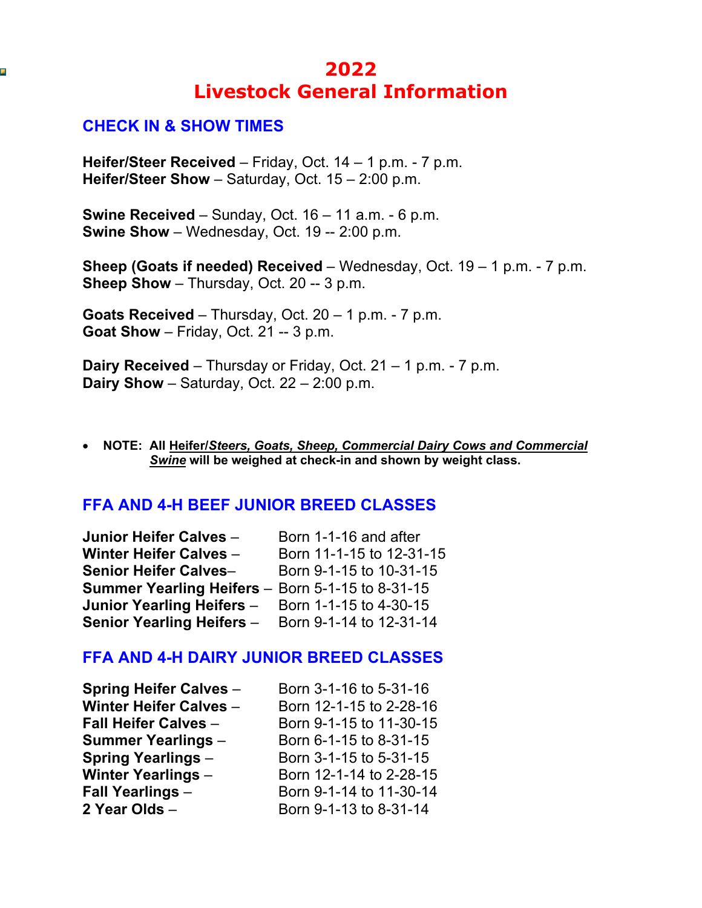# 2022
# Livestock General Information

## CHECK IN & SHOW TIMES

**Heifer/Steer Received** – Friday, Oct. 14 – 1 p.m. - 7 p.m.
**Heifer/Steer Show** – Saturday, Oct. 15 – 2:00 p.m.

**Swine Received** – Sunday, Oct. 16 – 11 a.m. - 6 p.m.
**Swine Show** – Wednesday, Oct. 19 -- 2:00 p.m.

**Sheep (Goats if needed) Received** – Wednesday, Oct. 19 – 1 p.m. - 7 p.m.
**Sheep Show** – Thursday, Oct. 20 -- 3 p.m.

**Goats Received** – Thursday, Oct. 20 – 1 p.m. - 7 p.m.
**Goat Show** – Friday, Oct. 21 -- 3 p.m.

**Dairy Received** – Thursday or Friday, Oct. 21 – 1 p.m. - 7 p.m.
**Dairy Show** – Saturday, Oct. 22 – 2:00 p.m.

- **NOTE: All Heifer/*Steers, Goats, Sheep, Commercial Dairy Cows and Commercial Swine* will be weighed at check-in and shown by weight class.**

## FFA AND 4-H BEEF JUNIOR BREED CLASSES

| | |
|---|---|
| **Junior Heifer Calves** – | Born 1-1-16 and after |
| **Winter Heifer Calves** – | Born 11-1-15 to 12-31-15 |
| **Senior Heifer Calves**– | Born 9-1-15 to 10-31-15 |
| **Summer Yearling Heifers** – | Born 5-1-15 to 8-31-15 |
| **Junior Yearling Heifers** – | Born 1-1-15 to 4-30-15 |
| **Senior Yearling Heifers** – | Born 9-1-14 to 12-31-14 |

## FFA AND 4-H DAIRY JUNIOR BREED CLASSES

| | |
|---|---|
| **Spring Heifer Calves** – | Born 3-1-16 to 5-31-16 |
| **Winter Heifer Calves** – | Born 12-1-15 to 2-28-16 |
| **Fall Heifer Calves** – | Born 9-1-15 to 11-30-15 |
| **Summer Yearlings** – | Born 6-1-15 to 8-31-15 |
| **Spring Yearlings** – | Born 3-1-15 to 5-31-15 |
| **Winter Yearlings** – | Born 12-1-14 to 2-28-15 |
| **Fall Yearlings** – | Born 9-1-14 to 11-30-14 |
| **2 Year Olds** – | Born 9-1-13 to 8-31-14 |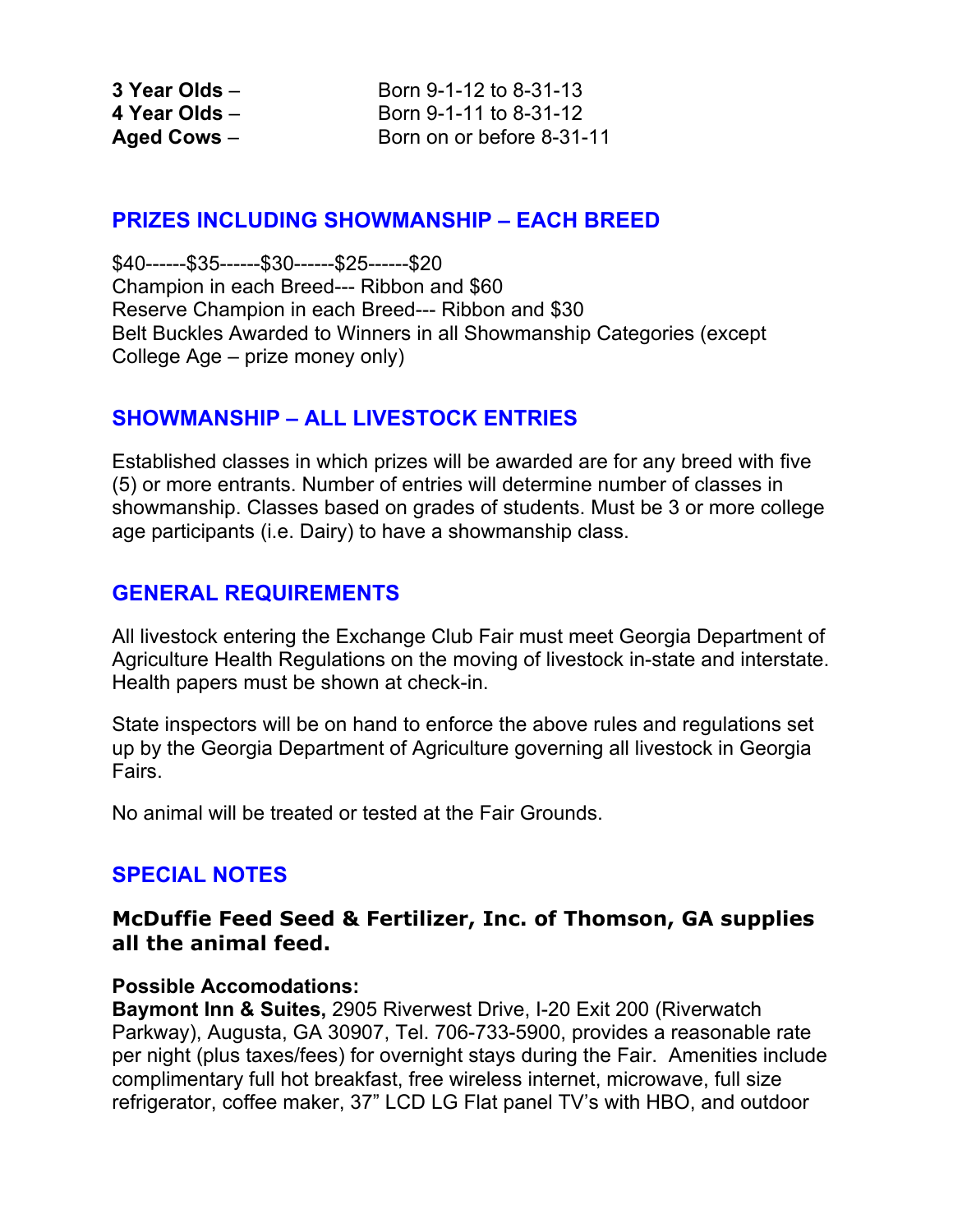**3 Year Olds** – Born 9-1-12 to 8-31-13
**4 Year Olds** – Born 9-1-11 to 8-31-12
**Aged Cows** – Born on or before 8-31-11

## PRIZES INCLUDING SHOWMANSHIP – EACH BREED

$40------$35------$30------$25------$20
Champion in each Breed--- Ribbon and $60
Reserve Champion in each Breed--- Ribbon and $30
Belt Buckles Awarded to Winners in all Showmanship Categories (except College Age – prize money only)

## SHOWMANSHIP – ALL LIVESTOCK ENTRIES

Established classes in which prizes will be awarded are for any breed with five (5) or more entrants. Number of entries will determine number of classes in showmanship. Classes based on grades of students. Must be 3 or more college age participants (i.e. Dairy) to have a showmanship class.

## GENERAL REQUIREMENTS

All livestock entering the Exchange Club Fair must meet Georgia Department of Agriculture Health Regulations on the moving of livestock in-state and interstate. Health papers must be shown at check-in.

State inspectors will be on hand to enforce the above rules and regulations set up by the Georgia Department of Agriculture governing all livestock in Georgia Fairs.

No animal will be treated or tested at the Fair Grounds.

## SPECIAL NOTES

### McDuffie Feed Seed & Fertilizer, Inc. of Thomson, GA supplies all the animal feed.

**Possible Accomodations:**
**Baymont Inn & Suites,** 2905 Riverwest Drive, I-20 Exit 200 (Riverwatch Parkway), Augusta, GA 30907, Tel. 706-733-5900, provides a reasonable rate per night (plus taxes/fees) for overnight stays during the Fair. Amenities include complimentary full hot breakfast, free wireless internet, microwave, full size refrigerator, coffee maker, 37" LCD LG Flat panel TV's with HBO, and outdoor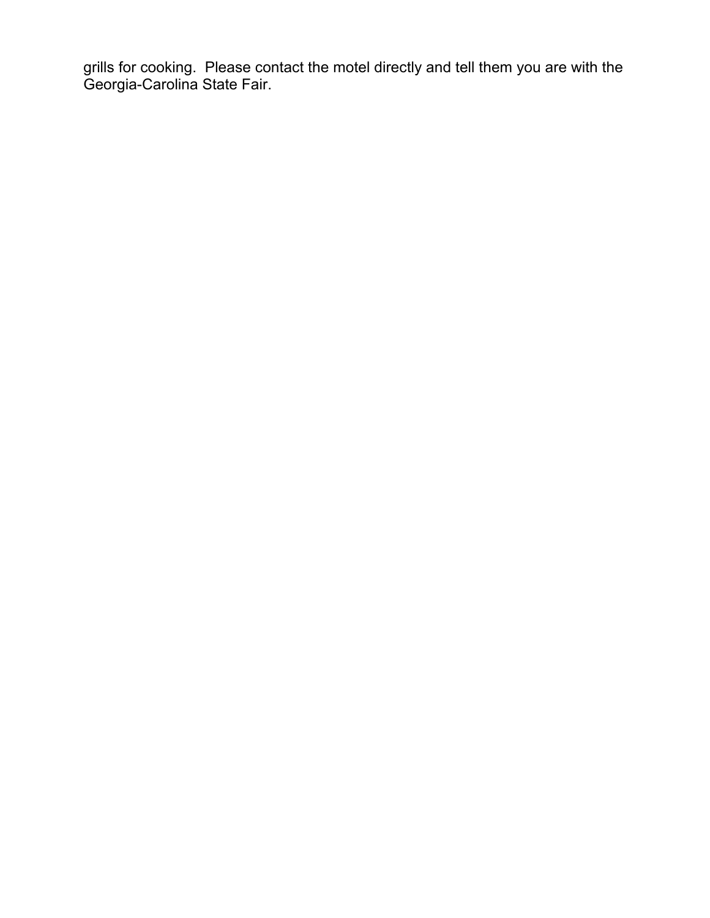grills for cooking. Please contact the motel directly and tell them you are with the Georgia-Carolina State Fair.